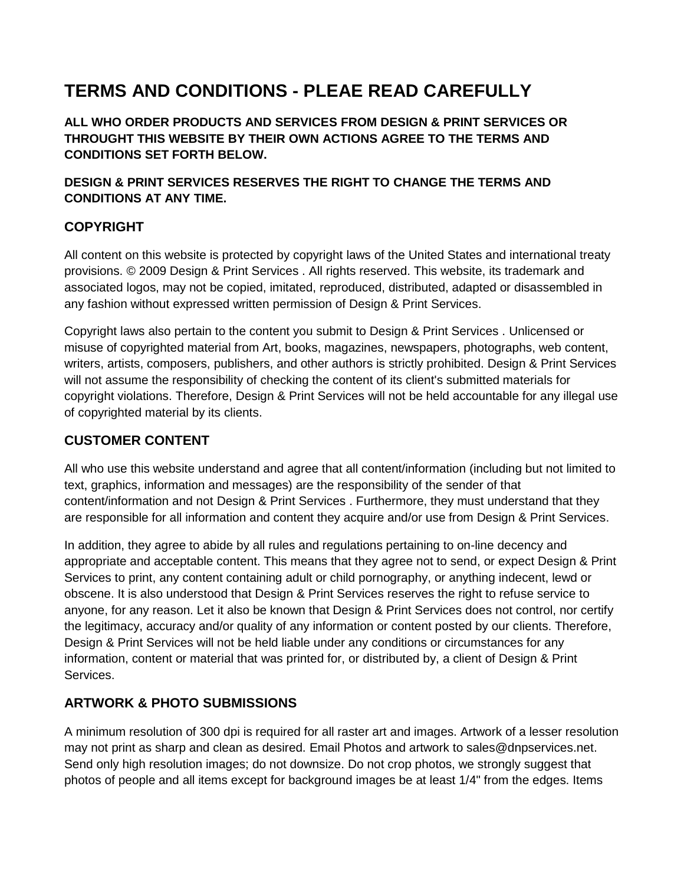# TERMS AND CONDITIONS - PLEAE READ CAREFULLY

**ALL WHO ORDER PRODUCTS AND SERVICES FROM DESIGN & PRINT SERVICES OR THROUGHT THIS WEBSITE BY THEIR OWN ACTIONS AGREE TO THE TERMS AND CONDITIONS SET FORTH BELOW.**

**DESIGN & PRINT SERVICES RESERVES THE RIGHT TO CHANGE THE TERMS AND CONDITIONS AT ANY TIME.**

## COPYRIGHT

All content on this website is protected by copyright laws of the United States and international treaty provisions. © 2009 Design & Print Services . All rights reserved. This website, its trademark and associated logos, may not be copied, imitated, reproduced, distributed, adapted or disassembled in any fashion without expressed written permission of Design & Print Services.

Copyright laws also pertain to the content you submit to Design & Print Services . Unlicensed or misuse of copyrighted material from Art, books, magazines, newspapers, photographs, web content, writers, artists, composers, publishers, and other authors is strictly prohibited. Design & Print Services will not assume the responsibility of checking the content of its client's submitted materials for copyright violations. Therefore, Design & Print Services will not be held accountable for any illegal use of copyrighted material by its clients.

## CUSTOMER CONTENT

All who use this website understand and agree that all content/information (including but not limited to text, graphics, information and messages) are the responsibility of the sender of that content/information and not Design & Print Services . Furthermore, they must understand that they are responsible for all information and content they acquire and/or use from Design & Print Services.

In addition, they agree to abide by all rules and regulations pertaining to on-line decency and appropriate and acceptable content. This means that they agree not to send, or expect Design & Print Services to print, any content containing adult or child pornography, or anything indecent, lewd or obscene. It is also understood that Design & Print Services reserves the right to refuse service to anyone, for any reason. Let it also be known that Design & Print Services does not control, nor certify the legitimacy, accuracy and/or quality of any information or content posted by our clients. Therefore, Design & Print Services will not be held liable under any conditions or circumstances for any information, content or material that was printed for, or distributed by, a client of Design & Print Services.

## ARTWORK & PHOTO SUBMISSIONS

A minimum resolution of 300 dpi is required for all raster art and images. Artwork of a lesser resolution may not print as sharp and clean as desired. Email Photos and artwork to sales@dnpservices.net. Send only high resolution images; do not downsize. Do not crop photos, we strongly suggest that photos of people and all items except for background images be at least 1/4" from the edges. Items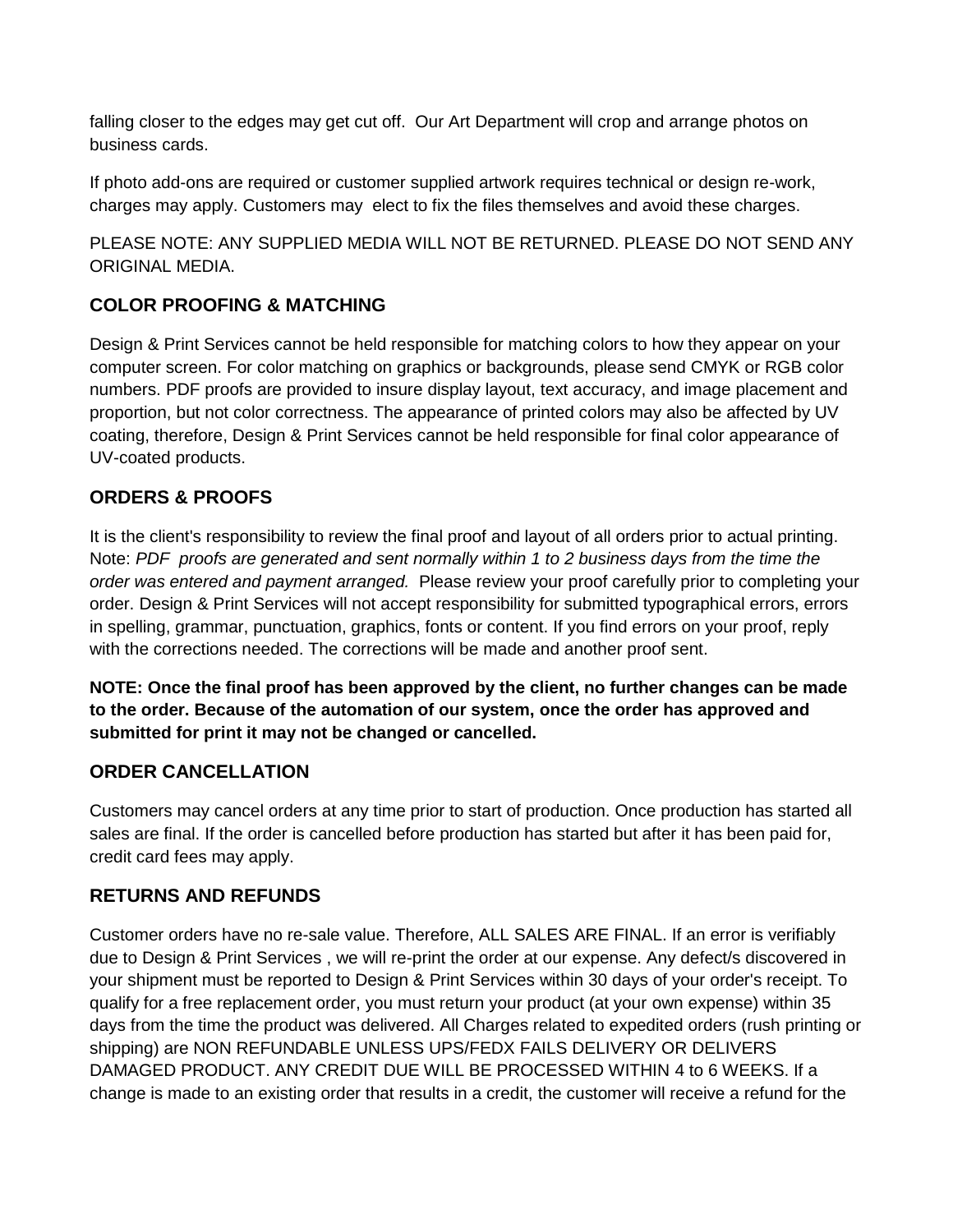falling closer to the edges may get cut off. Our Art Department will crop and arrange photos on business cards.

If photo add-ons are required or customer supplied artwork requires technical or design re-work, charges may apply. Customers may elect to fix the files themselves and avoid these charges.

PLEASE NOTE: ANY SUPPLIED MEDIA WILL NOT BE RETURNED. PLEASE DO NOT SEND ANY ORIGINAL MEDIA.

## COLOR PROOFING & MATCHING

Design & Print Services cannot be held responsible for matching colors to how they appear on your computer screen. For color matching on graphics or backgrounds, please send CMYK or RGB color numbers. PDF proofs are provided to insure display layout, text accuracy, and image placement and proportion, but not color correctness. The appearance of printed colors may also be affected by UV coating, therefore, Design & Print Services cannot be held responsible for final color appearance of UV-coated products.

## ORDERS & PROOFS

It is the client's responsibility to review the final proof and layout of all orders prior to actual printing. Note: *PDF proofs are generated and sent normally within 1 to 2 business days from the time the order was entered and payment arranged.* Please review your proof carefully prior to completing your order. Design & Print Services will not accept responsibility for submitted typographical errors, errors in spelling, grammar, punctuation, graphics, fonts or content. If you find errors on your proof, reply with the corrections needed. The corrections will be made and another proof sent.

**NOTE: Once the final proof has been approved by the client, no further changes can be made to the order. Because of the automation of our system, once the order has approved and submitted for print it may not be changed or cancelled.**

## ORDER CANCELLATION

Customers may cancel orders at any time prior to start of production. Once production has started all sales are final. If the order is cancelled before production has started but after it has been paid for, credit card fees may apply.

## RETURNS AND REFUNDS

Customer orders have no re-sale value. Therefore, ALL SALES ARE FINAL. If an error is verifiably due to Design & Print Services , we will re-print the order at our expense. Any defect/s discovered in your shipment must be reported to Design & Print Services within 30 days of your order's receipt. To qualify for a free replacement order, you must return your product (at your own expense) within 35 days from the time the product was delivered. All Charges related to expedited orders (rush printing or shipping) are NON REFUNDABLE UNLESS UPS/FEDX FAILS DELIVERY OR DELIVERS DAMAGED PRODUCT. ANY CREDIT DUE WILL BE PROCESSED WITHIN 4 to 6 WEEKS. If a change is made to an existing order that results in a credit, the customer will receive a refund for the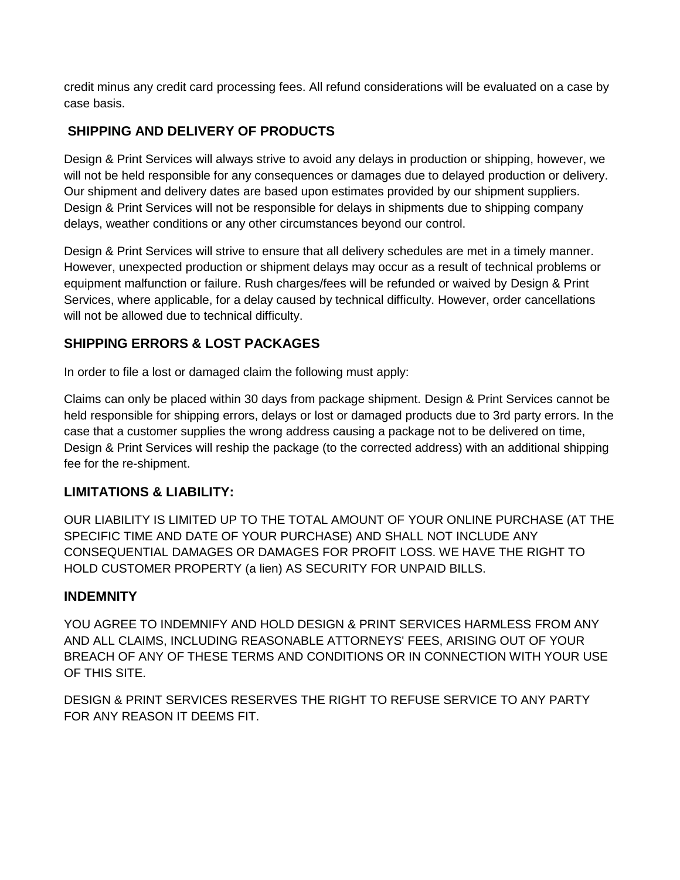credit minus any credit card processing fees. All refund considerations will be evaluated on a case by case basis.

## SHIPPING AND DELIVERY OF PRODUCTS

Design & Print Services will always strive to avoid any delays in production or shipping, however, we will not be held responsible for any consequences or damages due to delayed production or delivery. Our shipment and delivery dates are based upon estimates provided by our shipment suppliers. Design & Print Services will not be responsible for delays in shipments due to shipping company delays, weather conditions or any other circumstances beyond our control.

Design & Print Services will strive to ensure that all delivery schedules are met in a timely manner. However, unexpected production or shipment delays may occur as a result of technical problems or equipment malfunction or failure. Rush charges/fees will be refunded or waived by Design & Print Services, where applicable, for a delay caused by technical difficulty. However, order cancellations will not be allowed due to technical difficulty.

## SHIPPING ERRORS & LOST PACKAGES

In order to file a lost or damaged claim the following must apply:

Claims can only be placed within 30 days from package shipment. Design & Print Services cannot be held responsible for shipping errors, delays or lost or damaged products due to 3rd party errors. In the case that a customer supplies the wrong address causing a package not to be delivered on time, Design & Print Services will reship the package (to the corrected address) with an additional shipping fee for the re-shipment.

## LIMITATIONS & LIABILITY:

OUR LIABILITY IS LIMITED UP TO THE TOTAL AMOUNT OF YOUR ONLINE PURCHASE (AT THE SPECIFIC TIME AND DATE OF YOUR PURCHASE) AND SHALL NOT INCLUDE ANY CONSEQUENTIAL DAMAGES OR DAMAGES FOR PROFIT LOSS. WE HAVE THE RIGHT TO HOLD CUSTOMER PROPERTY (a lien) AS SECURITY FOR UNPAID BILLS.

## INDEMNITY

YOU AGREE TO INDEMNIFY AND HOLD DESIGN & PRINT SERVICES HARMLESS FROM ANY AND ALL CLAIMS, INCLUDING REASONABLE ATTORNEYS' FEES, ARISING OUT OF YOUR BREACH OF ANY OF THESE TERMS AND CONDITIONS OR IN CONNECTION WITH YOUR USE OF THIS SITE.

DESIGN & PRINT SERVICES RESERVES THE RIGHT TO REFUSE SERVICE TO ANY PARTY FOR ANY REASON IT DEEMS FIT.